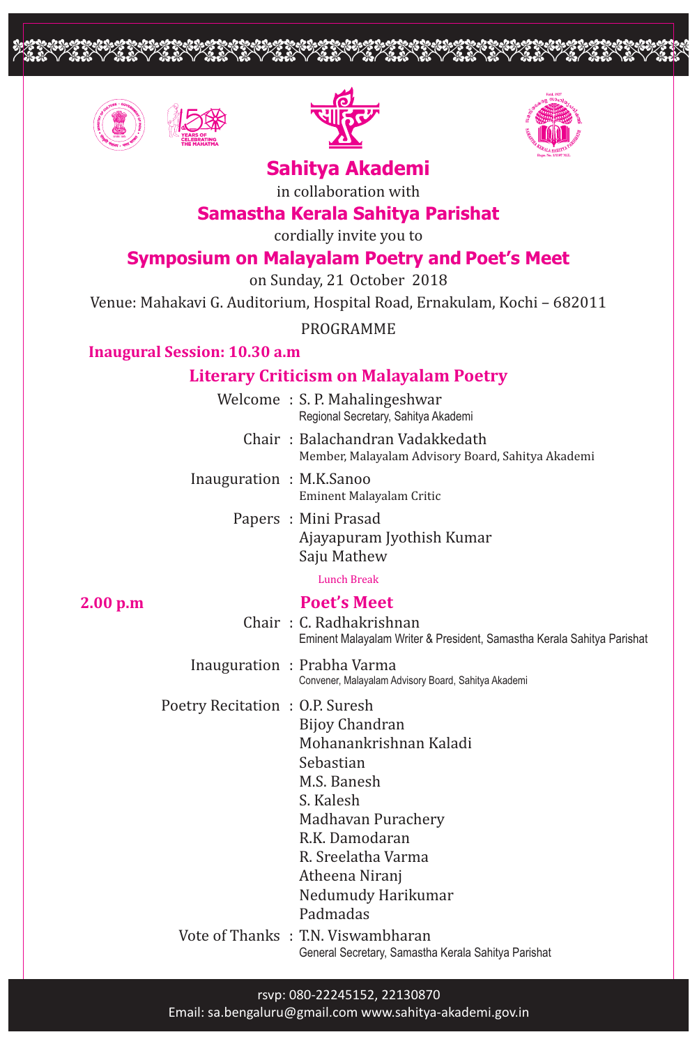# Sahitya Akademi

in collaboration with

## Samastha Kerala Sahitya Parishat

cordially invite you to

## Symposium on Malayalam Poetry and Poet's Meet

on Sunday, 21 October 2018

Venue: Mahakavi G. Auditorium, Hospital Road, Ernakulam, Kochi – 682011

PROGRAMME

**Inaugural Session: 10.30 a.m**

### Literary Criticism on Malayalam Poetry

Welcome : S. P. Mahalingeshwar
Regional Secretary, Sahitya Akademi

Chair : Balachandran Vadakkedath
Member, Malayalam Advisory Board, Sahitya Akademi

Inauguration : M.K.Sanoo
Eminent Malayalam Critic

Papers : Mini Prasad
Ajayapuram Jyothish Kumar
Saju Mathew

Lunch Break

**2.00 p.m**

### Poet's Meet

Chair : C. Radhakrishnan
Eminent Malayalam Writer & President, Samastha Kerala Sahitya Parishat

Inauguration : Prabha Varma
Convener, Malayalam Advisory Board, Sahitya Akademi

Poetry Recitation : O.P. Suresh
Bijoy Chandran
Mohanankrishnan Kaladi
Sebastian
M.S. Banesh
S. Kalesh
Madhavan Purachery
R.K. Damodaran
R. Sreelatha Varma
Atheena Niranj
Nedumudy Harikumar
Padmadas

Vote of Thanks : T.N. Viswambharan
General Secretary, Samastha Kerala Sahitya Parishat

rsvp: 080-22245152, 22130870
Email: sa.bengaluru@gmail.com www.sahitya-akademi.gov.in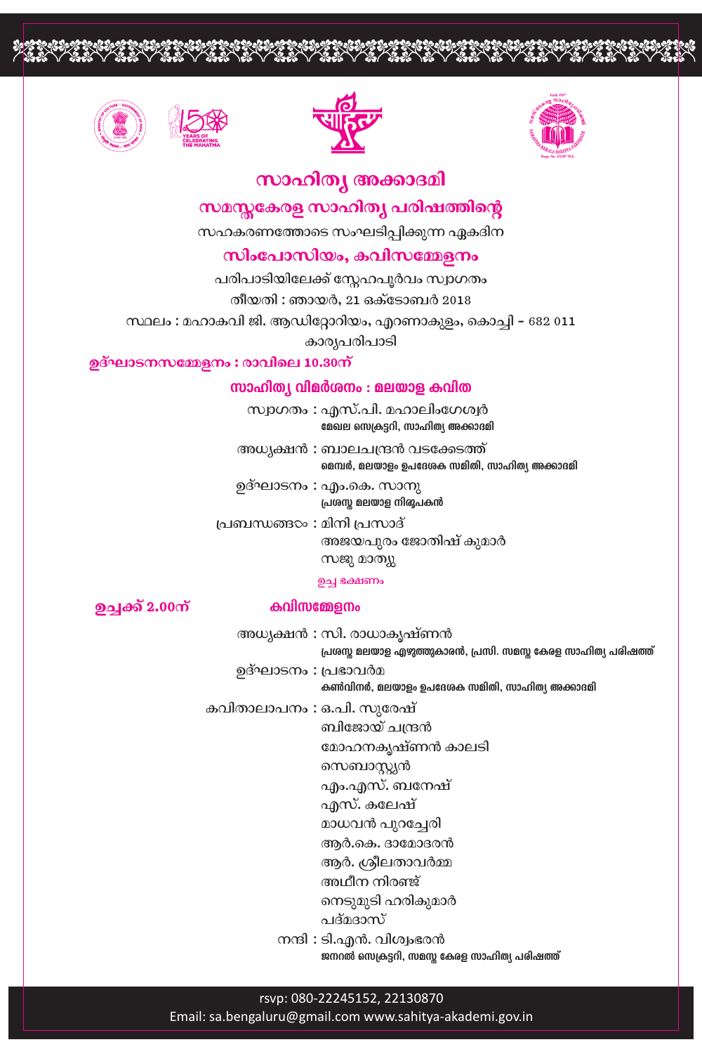# സാഹിത്യ അക്കാദമി

## സമസ്തകേരള സാഹിത്യ പരിഷത്തിന്റെ

സഹകരണത്തോടെ സംഘടിപ്പിക്കുന്ന ഏകദിന

## സിംപോസിയം, കവിസമ്മേളനം

പരിപാടിയിലേക്ക് സ്നേഹപൂർവം സ്വാഗതം

തീയതി : ഞായർ, 21 ഒക്ടോബർ 2018

സ്ഥലം : മഹാകവി ജി. ആഡിറ്റോറിയം, എറണാകുളം, കൊച്ചി – 682 011

കാര്യപരിപാടി

**ഉദ്ഘാടനസമ്മേളനം : രാവിലെ 10.30ന്**

### സാഹിത്യ വിമർശനം : മലയാള കവിത

സ്വാഗതം : എസ്.പി. മഹാലിംഗേശ്വർ
**മേഖല സെക്രട്ടറി, സാഹിത്യ അക്കാദമി**

അധ്യക്ഷൻ : ബാലചന്ദ്രൻ വടക്കേടത്ത്
**മെമ്പർ, മലയാളം ഉപദേശക സമിതി, സാഹിത്യ അക്കാദമി**

ഉദ്ഘാടനം : എം.കെ. സാനു
**പ്രശസ്ത മലയാള നിരൂപകൻ**

പ്രബന്ധങ്ങൾ : മിനി പ്രസാദ്
അജയപുരം ജോതിഷ് കുമാർ
സജു മാത്യു

ഉച്ച ഭക്ഷണം

**ഉച്ചക്ക് 2.00ന്** **കവിസമ്മേളനം**

അധ്യക്ഷൻ : സി. രാധാകൃഷ്ണൻ
**പ്രശസ്ത മലയാള എഴുത്തുകാരൻ, പ്രസി. സമസ്ത കേരള സാഹിത്യ പരിഷത്ത്**

ഉദ്ഘാടനം : പ്രഭാവർമ
**കൺവീനർ, മലയാളം ഉപദേശക സമിതി, സാഹിത്യ അക്കാദമി**

കവിതാലാപനം : ഒ.പി. സുരേഷ്
ബിജോയ് ചന്ദ്രൻ
മോഹനകൃഷ്ണൻ കാലടി
സെബാസ്റ്റ്യൻ
എം.എസ്. ബനേഷ്
എസ്. കലേഷ്
മാധവൻ പുറച്ചേരി
ആർ.കെ. ദാമോദരൻ
ആർ. ശ്രീലതാവർമ്മ
അഥീന നിരഞ്ജ്
നെടുമുടി ഹരികുമാർ
പദ്മദാസ്

നന്ദി : ടി.എൻ. വിശ്വംഭരൻ
**ജനറൽ സെക്രട്ടറി, സമസ്ത കേരള സാഹിത്യ പരിഷത്ത്**

rsvp: 080-22245152, 22130870
Email: sa.bengaluru@gmail.com www.sahitya-akademi.gov.in